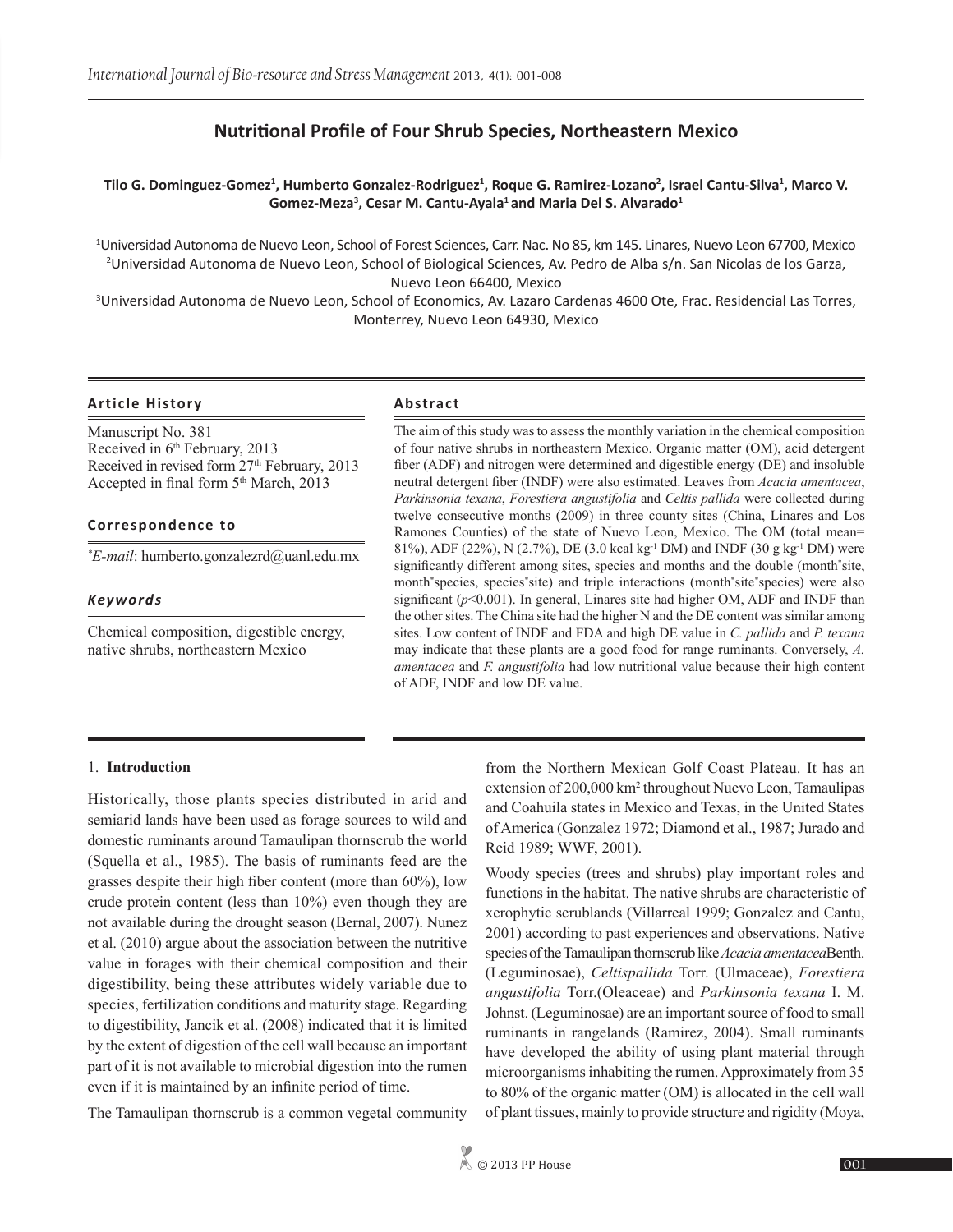# Nutritional Profile of Four Shrub Species, Northeastern Mexico

**Tilo G. Dominguez-Gomez[1], Humberto Gonzalez-Rodriguez[1], Roque G. Ramirez-Lozano[2], Israel Cantu-Silva[1], Marco V. Gomez-Meza[3], Cesar M. Cantu-Ayala[1] and Maria Del S. Alvarado[1]**

[1]Universidad Autonoma de Nuevo Leon, School of Forest Sciences, Carr. Nac. No 85, km 145. Linares, Nuevo Leon 67700, Mexico
[2]Universidad Autonoma de Nuevo Leon, School of Biological Sciences, Av. Pedro de Alba s/n. San Nicolas de los Garza, Nuevo Leon 66400, Mexico
[3]Universidad Autonoma de Nuevo Leon, School of Economics, Av. Lazaro Cardenas 4600 Ote, Frac. Residencial Las Torres, Monterrey, Nuevo Leon 64930, Mexico

### Article History

Manuscript No. 381
Received in 6th February, 2013
Received in revised form 27th February, 2013
Accepted in final form 5th March, 2013

### Correspondence to

*E-mail*: humberto.gonzalezrd@uanl.edu.mx

### *Keywords*

Chemical composition, digestible energy, native shrubs, northeastern Mexico

### Abstract

The aim of this study was to assess the monthly variation in the chemical composition of four native shrubs in northeastern Mexico. Organic matter (OM), acid detergent fiber (ADF) and nitrogen were determined and digestible energy (DE) and insoluble neutral detergent fiber (INDF) were also estimated. Leaves from *Acacia amentacea*, *Parkinsonia texana*, *Forestiera angustifolia* and *Celtis pallida* were collected during twelve consecutive months (2009) in three county sites (China, Linares and Los Ramones Counties) of the state of Nuevo Leon, Mexico. The OM (total mean= 81%), ADF (22%), N (2.7%), DE (3.0 kcal $kg^{-1}$ DM) and INDF (30 g $kg^{-1}$ DM) were significantly different among sites, species and months and the double (month*site, month*species, species*site) and triple interactions (month*site*species) were also significant ($p$<0.001). In general, Linares site had higher OM, ADF and INDF than the other sites. The China site had the higher N and the DE content was similar among sites. Low content of INDF and FDA and high DE value in *C. pallida* and *P. texana* may indicate that these plants are a good food for range ruminants. Conversely, *A. amentacea* and *F. angustifolia* had low nutritional value because their high content of ADF, INDF and low DE value.

## 1. Introduction

Historically, those plants species distributed in arid and semiarid lands have been used as forage sources to wild and domestic ruminants around Tamaulipan thornscrub the world (Squella et al., 1985). The basis of ruminants feed are the grasses despite their high fiber content (more than 60%), low crude protein content (less than 10%) even though they are not available during the drought season (Bernal, 2007). Nunez et al. (2010) argue about the association between the nutritive value in forages with their chemical composition and their digestibility, being these attributes widely variable due to species, fertilization conditions and maturity stage. Regarding to digestibility, Jancik et al. (2008) indicated that it is limited by the extent of digestion of the cell wall because an important part of it is not available to microbial digestion into the rumen even if it is maintained by an infinite period of time.

The Tamaulipan thornscrub is a common vegetal community from the Northern Mexican Golf Coast Plateau. It has an extension of 200,000 $km^2$ throughout Nuevo Leon, Tamaulipas and Coahuila states in Mexico and Texas, in the United States of America (Gonzalez 1972; Diamond et al., 1987; Jurado and Reid 1989; WWF, 2001).

Woody species (trees and shrubs) play important roles and functions in the habitat. The native shrubs are characteristic of xerophytic scrublands (Villarreal 1999; Gonzalez and Cantu, 2001) according to past experiences and observations. Native species of the Tamaulipan thornscrub like *Acacia amentacea* Benth. (Leguminosae), *Celtispallida* Torr. (Ulmaceae), *Forestiera angustifolia* Torr.(Oleaceae) and *Parkinsonia texana* I. M. Johnst. (Leguminosae) are an important source of food to small ruminants in rangelands (Ramirez, 2004). Small ruminants have developed the ability of using plant material through microorganisms inhabiting the rumen. Approximately from 35 to 80% of the organic matter (OM) is allocated in the cell wall of plant tissues, mainly to provide structure and rigidity (Moya,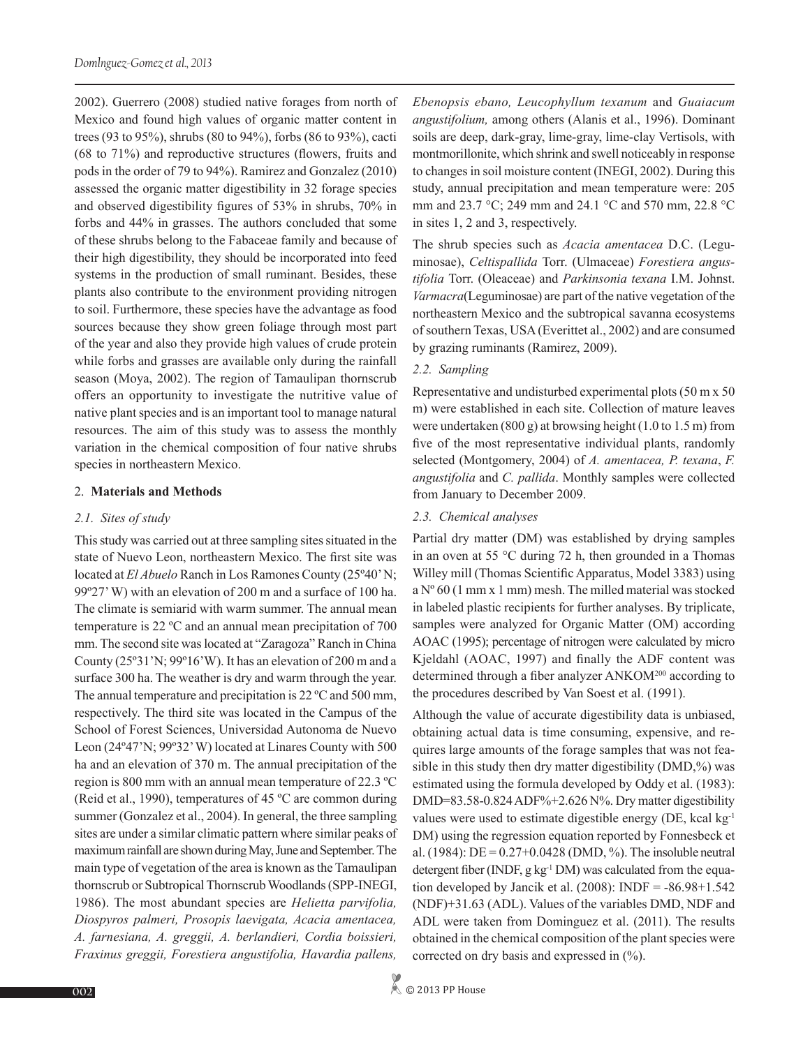2002). Guerrero (2008) studied native forages from north of Mexico and found high values of organic matter content in trees (93 to 95%), shrubs (80 to 94%), forbs (86 to 93%), cacti (68 to 71%) and reproductive structures (flowers, fruits and pods in the order of 79 to 94%). Ramirez and Gonzalez (2010) assessed the organic matter digestibility in 32 forage species and observed digestibility figures of 53% in shrubs, 70% in forbs and 44% in grasses. The authors concluded that some of these shrubs belong to the Fabaceae family and because of their high digestibility, they should be incorporated into feed systems in the production of small ruminant. Besides, these plants also contribute to the environment providing nitrogen to soil. Furthermore, these species have the advantage as food sources because they show green foliage through most part of the year and also they provide high values of crude protein while forbs and grasses are available only during the rainfall season (Moya, 2002). The region of Tamaulipan thornscrub offers an opportunity to investigate the nutritive value of native plant species and is an important tool to manage natural resources. The aim of this study was to assess the monthly variation in the chemical composition of four native shrubs species in northeastern Mexico.

## 2. **Materials and Methods**

### *2.1. Sites of study*

This study was carried out at three sampling sites situated in the state of Nuevo Leon, northeastern Mexico. The first site was located at *El Abuelo* Ranch in Los Ramones County (25º40' N; 99º27' W) with an elevation of 200 m and a surface of 100 ha. The climate is semiarid with warm summer. The annual mean temperature is 22 ºC and an annual mean precipitation of 700 mm. The second site was located at "Zaragoza" Ranch in China County (25º31'N; 99º16'W). It has an elevation of 200 m and a surface 300 ha. The weather is dry and warm through the year. The annual temperature and precipitation is 22 ºC and 500 mm, respectively. The third site was located in the Campus of the School of Forest Sciences, Universidad Autonoma de Nuevo Leon (24º47'N; 99º32' W) located at Linares County with 500 ha and an elevation of 370 m. The annual precipitation of the region is 800 mm with an annual mean temperature of 22.3 ºC (Reid et al., 1990), temperatures of 45 ºC are common during summer (Gonzalez et al., 2004). In general, the three sampling sites are under a similar climatic pattern where similar peaks of maximum rainfall are shown during May, June and September. The main type of vegetation of the area is known as the Tamaulipan thornscrub or Subtropical Thornscrub Woodlands (SPP-INEGI, 1986). The most abundant species are *Helietta parvifolia, Diospyros palmeri, Prosopis laevigata, Acacia amentacea, A. farnesiana, A. greggii, A. berlandieri, Cordia boissieri, Fraxinus greggii, Forestiera angustifolia, Havardia pallens, Ebenopsis ebano, Leucophyllum texanum* and *Guaiacum angustifolium,* among others (Alanis et al., 1996). Dominant soils are deep, dark-gray, lime-gray, lime-clay Vertisols, with montmorillonite, which shrink and swell noticeably in response to changes in soil moisture content (INEGI, 2002). During this study, annual precipitation and mean temperature were: 205 mm and 23.7 °C; 249 mm and 24.1 °C and 570 mm, 22.8 °C in sites 1, 2 and 3, respectively.

The shrub species such as *Acacia amentacea* D.C. (Leguminosae), *Celtispallida* Torr. (Ulmaceae) *Forestiera angustifolia* Torr. (Oleaceae) and *Parkinsonia texana* I.M. Johnst. *Varmacra*(Leguminosae) are part of the native vegetation of the northeastern Mexico and the subtropical savanna ecosystems of southern Texas, USA (Everittet al., 2002) and are consumed by grazing ruminants (Ramirez, 2009).

### *2.2. Sampling*

Representative and undisturbed experimental plots (50 m x 50 m) were established in each site. Collection of mature leaves were undertaken (800 g) at browsing height (1.0 to 1.5 m) from five of the most representative individual plants, randomly selected (Montgomery, 2004) of *A. amentacea, P. texana*, *F. angustifolia* and *C. pallida*. Monthly samples were collected from January to December 2009.

### *2.3. Chemical analyses*

Partial dry matter (DM) was established by drying samples in an oven at 55 °C during 72 h, then grounded in a Thomas Willey mill (Thomas Scientific Apparatus, Model 3383) using a Nº 60 (1 mm x 1 mm) mesh. The milled material was stocked in labeled plastic recipients for further analyses. By triplicate, samples were analyzed for Organic Matter (OM) according AOAC (1995); percentage of nitrogen were calculated by micro Kjeldahl (AOAC, 1997) and finally the ADF content was determined through a fiber analyzer ANKOM[200] according to the procedures described by Van Soest et al. (1991).

Although the value of accurate digestibility data is unbiased, obtaining actual data is time consuming, expensive, and requires large amounts of the forage samples that was not feasible in this study then dry matter digestibility (DMD,%) was estimated using the formula developed by Oddy et al. (1983): DMD=83.58-0.824 ADF%+2.626 N%. Dry matter digestibility values were used to estimate digestible energy (DE, kcal kg$^{-1}$ DM) using the regression equation reported by Fonnesbeck et al. (1984): DE = 0.27+0.0428 (DMD, %). The insoluble neutral detergent fiber (INDF, g kg$^{-1}$ DM) was calculated from the equation developed by Jancik et al. (2008): INDF = -86.98+1.542 (NDF)+31.63 (ADL). Values of the variables DMD, NDF and ADL were taken from Dominguez et al. (2011). The results obtained in the chemical composition of the plant species were corrected on dry basis and expressed in (%).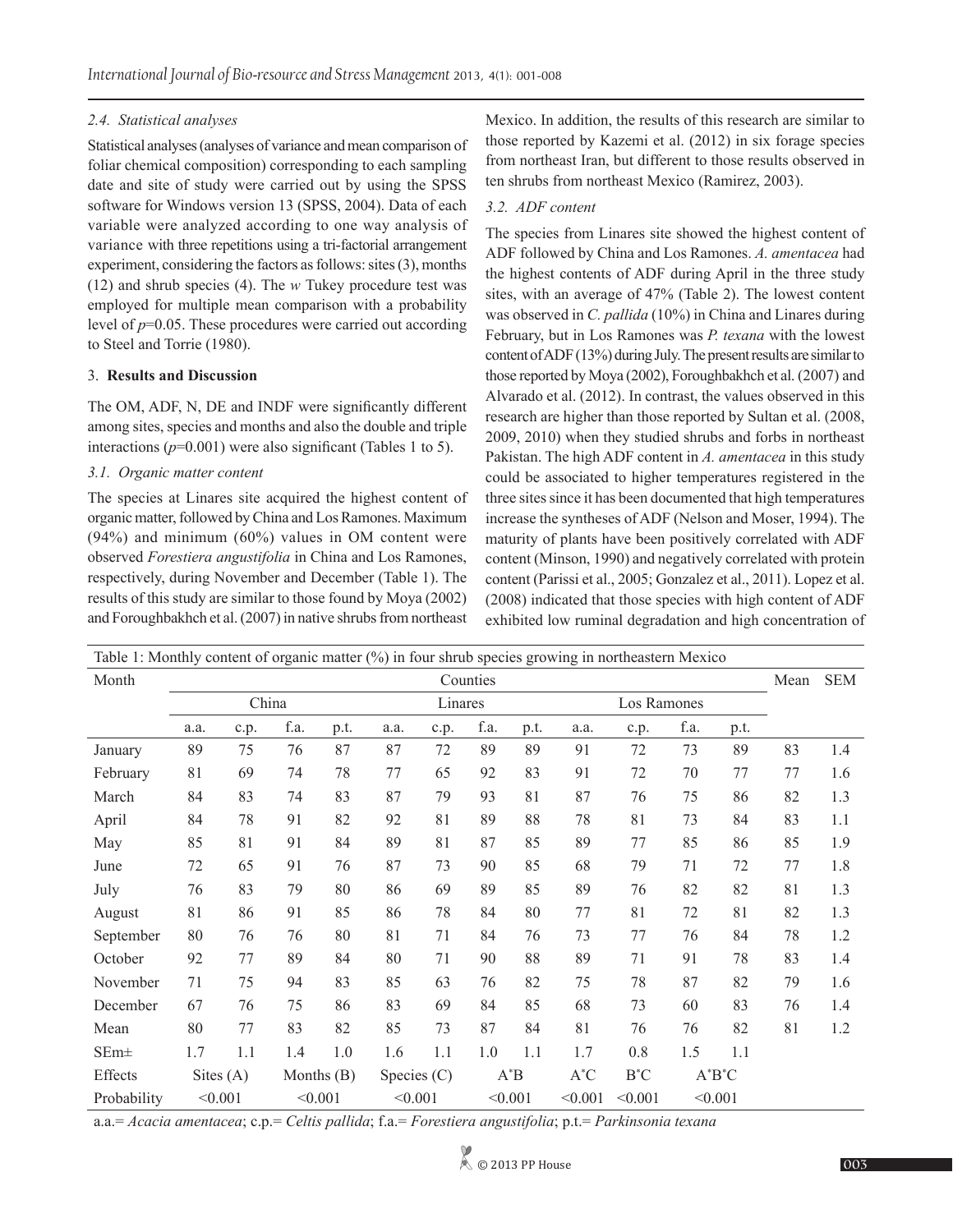#### 2.4. Statistical analyses

Statistical analyses (analyses of variance and mean comparison of foliar chemical composition) corresponding to each sampling date and site of study were carried out by using the SPSS software for Windows version 13 (SPSS, 2004). Data of each variable were analyzed according to one way analysis of variance with three repetitions using a tri-factorial arrangement experiment, considering the factors as follows: sites (3), months (12) and shrub species (4). The *w* Tukey procedure test was employed for multiple mean comparison with a probability level of $p$=0.05. These procedures were carried out according to Steel and Torrie (1980).

### 3. Results and Discussion

The OM, ADF, N, DE and INDF were significantly different among sites, species and months and also the double and triple interactions ($p$=0.001) were also significant (Tables 1 to 5).

#### 3.1. Organic matter content

The species at Linares site acquired the highest content of organic matter, followed by China and Los Ramones. Maximum (94%) and minimum (60%) values in OM content were observed *Forestiera angustifolia* in China and Los Ramones, respectively, during November and December (Table 1). The results of this study are similar to those found by Moya (2002) and Foroughbakhch et al. (2007) in native shrubs from northeast Mexico. In addition, the results of this research are similar to those reported by Kazemi et al. (2012) in six forage species from northeast Iran, but different to those results observed in ten shrubs from northeast Mexico (Ramirez, 2003).

#### 3.2. ADF content

The species from Linares site showed the highest content of ADF followed by China and Los Ramones. *A. amentacea* had the highest contents of ADF during April in the three study sites, with an average of 47% (Table 2). The lowest content was observed in *C. pallida* (10%) in China and Linares during February, but in Los Ramones was *P. texana* with the lowest content of ADF (13%) during July. The present results are similar to those reported by Moya (2002), Foroughbakhch et al. (2007) and Alvarado et al. (2012). In contrast, the values observed in this research are higher than those reported by Sultan et al. (2008, 2009, 2010) when they studied shrubs and forbs in northeast Pakistan. The high ADF content in *A. amentacea* in this study could be associated to higher temperatures registered in the three sites since it has been documented that high temperatures increase the syntheses of ADF (Nelson and Moser, 1994). The maturity of plants have been positively correlated with ADF content (Minson, 1990) and negatively correlated with protein content (Parissi et al., 2005; Gonzalez et al., 2011). Lopez et al. (2008) indicated that those species with high content of ADF exhibited low ruminal degradation and high concentration of

Table 1: Monthly content of organic matter (%) in four shrub species growing in northeastern Mexico

| Month | Counties | | | | | | | | | | | | Mean | SEM |
|---|---|---|---|---|---|---|---|---|---|---|---|---|---|---|
| | China | | | | Linares | | | | Los Ramones | | | | | |
| | a.a. | c.p. | f.a. | p.t. | a.a. | c.p. | f.a. | p.t. | a.a. | c.p. | f.a. | p.t. | | |
| January | 89 | 75 | 76 | 87 | 87 | 72 | 89 | 89 | 91 | 72 | 73 | 89 | 83 | 1.4 |
| February | 81 | 69 | 74 | 78 | 77 | 65 | 92 | 83 | 91 | 72 | 70 | 77 | 77 | 1.6 |
| March | 84 | 83 | 74 | 83 | 87 | 79 | 93 | 81 | 87 | 76 | 75 | 86 | 82 | 1.3 |
| April | 84 | 78 | 91 | 82 | 92 | 81 | 89 | 88 | 78 | 81 | 73 | 84 | 83 | 1.1 |
| May | 85 | 81 | 91 | 84 | 89 | 81 | 87 | 85 | 89 | 77 | 85 | 86 | 85 | 1.9 |
| June | 72 | 65 | 91 | 76 | 87 | 73 | 90 | 85 | 68 | 79 | 71 | 72 | 77 | 1.8 |
| July | 76 | 83 | 79 | 80 | 86 | 69 | 89 | 85 | 89 | 76 | 82 | 82 | 81 | 1.3 |
| August | 81 | 86 | 91 | 85 | 86 | 78 | 84 | 80 | 77 | 81 | 72 | 81 | 82 | 1.3 |
| September | 80 | 76 | 76 | 80 | 81 | 71 | 84 | 76 | 73 | 77 | 76 | 84 | 78 | 1.2 |
| October | 92 | 77 | 89 | 84 | 80 | 71 | 90 | 88 | 89 | 71 | 91 | 78 | 83 | 1.4 |
| November | 71 | 75 | 94 | 83 | 85 | 63 | 76 | 82 | 75 | 78 | 87 | 82 | 79 | 1.6 |
| December | 67 | 76 | 75 | 86 | 83 | 69 | 84 | 85 | 68 | 73 | 60 | 83 | 76 | 1.4 |
| Mean | 80 | 77 | 83 | 82 | 85 | 73 | 87 | 84 | 81 | 76 | 76 | 82 | 81 | 1.2 |
| SEm± | 1.7 | 1.1 | 1.4 | 1.0 | 1.6 | 1.1 | 1.0 | 1.1 | 1.7 | 0.8 | 1.5 | 1.1 | | |
| Effects | Sites (A) | | Months (B) | | Species (C) | | A*B | | A*C | B*C | A*B*C | | | |
| Probability | <0.001 | | <0.001 | | <0.001 | | <0.001 | | <0.001 | <0.001 | <0.001 | | | |

a.a.= *Acacia amentacea*; c.p.= *Celtis pallida*; f.a.= *Forestiera angustifolia*; p.t.= *Parkinsonia texana*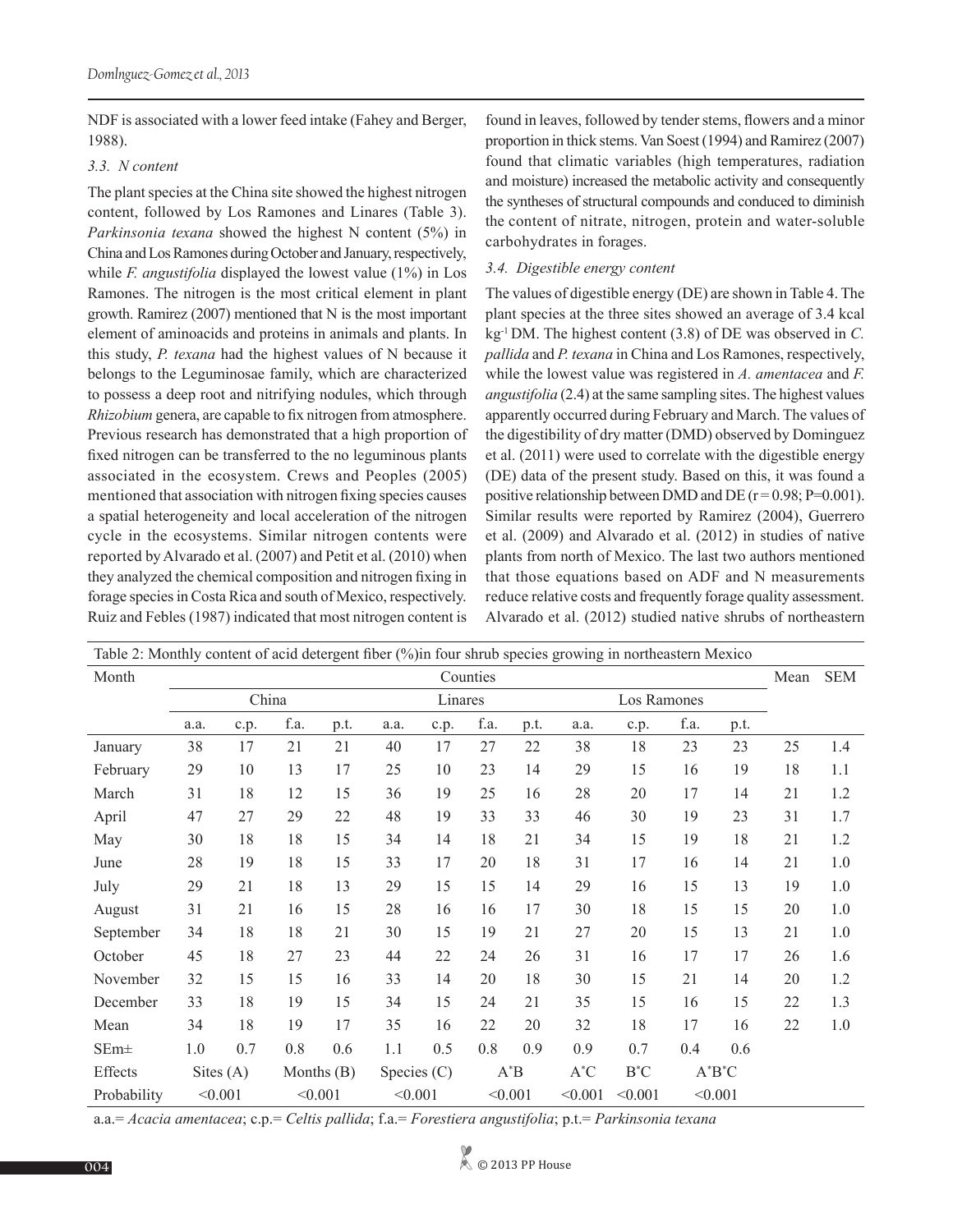NDF is associated with a lower feed intake (Fahey and Berger, 1988).

### 3.3. N content

The plant species at the China site showed the highest nitrogen content, followed by Los Ramones and Linares (Table 3). *Parkinsonia texana* showed the highest N content (5%) in China and Los Ramones during October and January, respectively, while *F. angustifolia* displayed the lowest value (1%) in Los Ramones. The nitrogen is the most critical element in plant growth. Ramirez (2007) mentioned that N is the most important element of aminoacids and proteins in animals and plants. In this study, *P. texana* had the highest values of N because it belongs to the Leguminosae family, which are characterized to possess a deep root and nitrifying nodules, which through *Rhizobium* genera, are capable to fix nitrogen from atmosphere. Previous research has demonstrated that a high proportion of fixed nitrogen can be transferred to the no leguminous plants associated in the ecosystem. Crews and Peoples (2005) mentioned that association with nitrogen fixing species causes a spatial heterogeneity and local acceleration of the nitrogen cycle in the ecosystems. Similar nitrogen contents were reported by Alvarado et al. (2007) and Petit et al. (2010) when they analyzed the chemical composition and nitrogen fixing in forage species in Costa Rica and south of Mexico, respectively. Ruiz and Febles (1987) indicated that most nitrogen content is found in leaves, followed by tender stems, flowers and a minor proportion in thick stems. Van Soest (1994) and Ramirez (2007) found that climatic variables (high temperatures, radiation and moisture) increased the metabolic activity and consequently the syntheses of structural compounds and conduced to diminish the content of nitrate, nitrogen, protein and water-soluble carbohydrates in forages.

### 3.4. Digestible energy content

The values of digestible energy (DE) are shown in Table 4. The plant species at the three sites showed an average of 3.4 kcal $kg^{-1}$ DM. The highest content (3.8) of DE was observed in *C. pallida* and *P. texana* in China and Los Ramones, respectively, while the lowest value was registered in *A. amentacea* and *F. angustifolia* (2.4) at the same sampling sites. The highest values apparently occurred during February and March. The values of the digestibility of dry matter (DMD) observed by Dominguez et al. (2011) were used to correlate with the digestible energy (DE) data of the present study. Based on this, it was found a positive relationship between DMD and DE ($r = 0.98$; $P=0.001$). Similar results were reported by Ramirez (2004), Guerrero et al. (2009) and Alvarado et al. (2012) in studies of native plants from north of Mexico. The last two authors mentioned that those equations based on ADF and N measurements reduce relative costs and frequently forage quality assessment. Alvarado et al. (2012) studied native shrubs of northeastern

Table 2: Monthly content of acid detergent fiber (%)in four shrub species growing in northeastern Mexico

| Month | Counties | | | | | | | | | | | | Mean | SEM |
|---|---|---|---|---|---|---|---|---|---|---|---|---|---|---|
| | China | | | | Linares | | | | Los Ramones | | | | | |
| | a.a. | c.p. | f.a. | p.t. | a.a. | c.p. | f.a. | p.t. | a.a. | c.p. | f.a. | p.t. | | |
| January | 38 | 17 | 21 | 21 | 40 | 17 | 27 | 22 | 38 | 18 | 23 | 23 | 25 | 1.4 |
| February | 29 | 10 | 13 | 17 | 25 | 10 | 23 | 14 | 29 | 15 | 16 | 19 | 18 | 1.1 |
| March | 31 | 18 | 12 | 15 | 36 | 19 | 25 | 16 | 28 | 20 | 17 | 14 | 21 | 1.2 |
| April | 47 | 27 | 29 | 22 | 48 | 19 | 33 | 33 | 46 | 30 | 19 | 23 | 31 | 1.7 |
| May | 30 | 18 | 18 | 15 | 34 | 14 | 18 | 21 | 34 | 15 | 19 | 18 | 21 | 1.2 |
| June | 28 | 19 | 18 | 15 | 33 | 17 | 20 | 18 | 31 | 17 | 16 | 14 | 21 | 1.0 |
| July | 29 | 21 | 18 | 13 | 29 | 15 | 15 | 14 | 29 | 16 | 15 | 13 | 19 | 1.0 |
| August | 31 | 21 | 16 | 15 | 28 | 16 | 16 | 17 | 30 | 18 | 15 | 15 | 20 | 1.0 |
| September | 34 | 18 | 18 | 21 | 30 | 15 | 19 | 21 | 27 | 20 | 15 | 13 | 21 | 1.0 |
| October | 45 | 18 | 27 | 23 | 44 | 22 | 24 | 26 | 31 | 16 | 17 | 17 | 26 | 1.6 |
| November | 32 | 15 | 15 | 16 | 33 | 14 | 20 | 18 | 30 | 15 | 21 | 14 | 20 | 1.2 |
| December | 33 | 18 | 19 | 15 | 34 | 15 | 24 | 21 | 35 | 15 | 16 | 15 | 22 | 1.3 |
| Mean | 34 | 18 | 19 | 17 | 35 | 16 | 22 | 20 | 32 | 18 | 17 | 16 | 22 | 1.0 |
| SEm± | 1.0 | 0.7 | 0.8 | 0.6 | 1.1 | 0.5 | 0.8 | 0.9 | 0.9 | 0.7 | 0.4 | 0.6 | | |
| Effects | Sites (A) | | Months (B) | | Species (C) | | A*B | | A*C | B*C | A*B*C | | | |
| Probability | <0.001 | | <0.001 | | <0.001 | | <0.001 | | <0.001 | <0.001 | <0.001 | | | |

a.a.= *Acacia amentacea*; c.p.= *Celtis pallida*; f.a.= *Forestiera angustifolia*; p.t.= *Parkinsonia texana*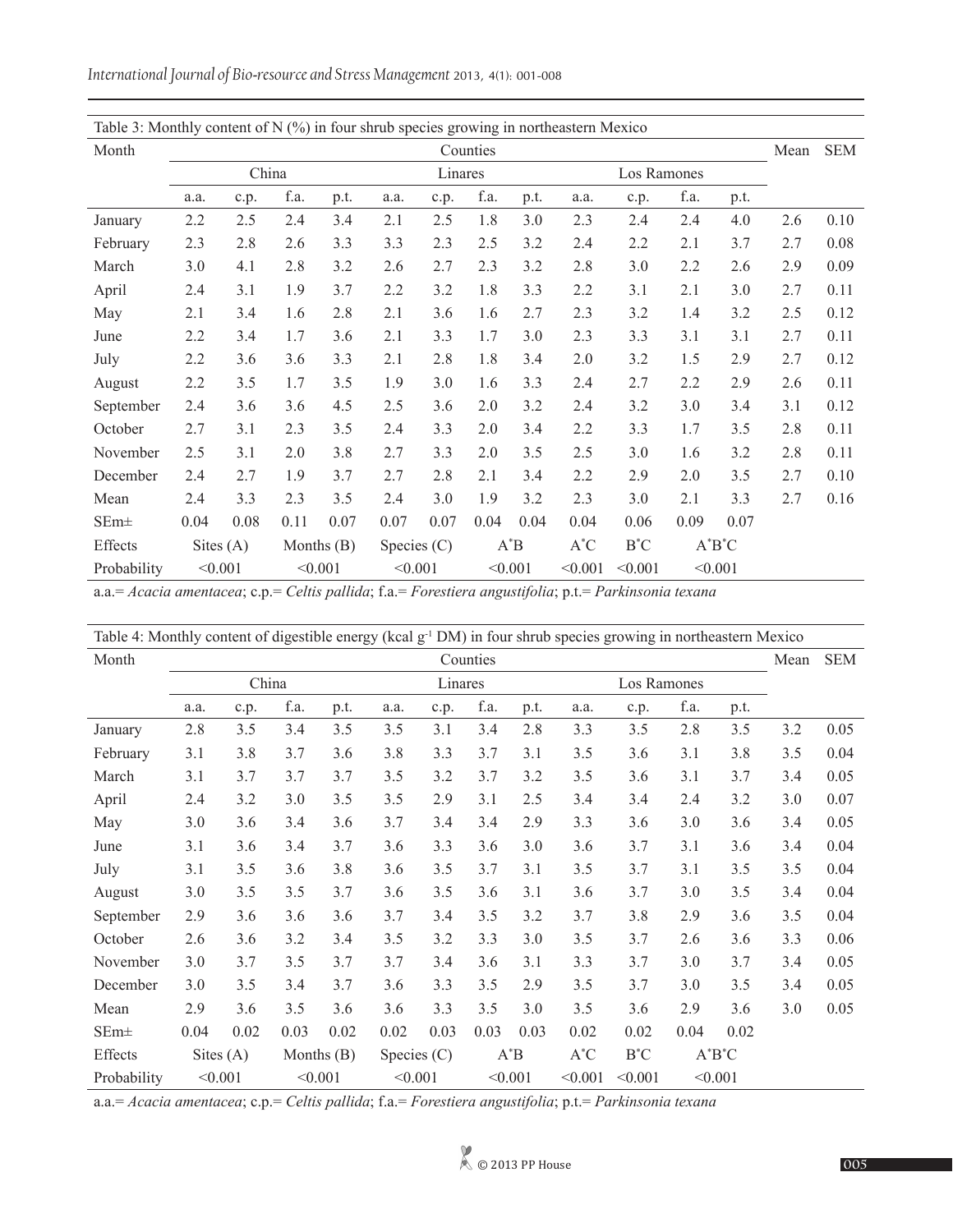Table 3: Monthly content of N (%) in four shrub species growing in northeastern Mexico

| Month | Counties | | | | | | | | | | | | Mean | SEM |
|---|---|---|---|---|---|---|---|---|---|---|---|---|---|---|
| | China | | | | Linares | | | | Los Ramones | | | | | |
| | a.a. | c.p. | f.a. | p.t. | a.a. | c.p. | f.a. | p.t. | a.a. | c.p. | f.a. | p.t. | | |
| January | 2.2 | 2.5 | 2.4 | 3.4 | 2.1 | 2.5 | 1.8 | 3.0 | 2.3 | 2.4 | 2.4 | 4.0 | 2.6 | 0.10 |
| February | 2.3 | 2.8 | 2.6 | 3.3 | 3.3 | 2.3 | 2.5 | 3.2 | 2.4 | 2.2 | 2.1 | 3.7 | 2.7 | 0.08 |
| March | 3.0 | 4.1 | 2.8 | 3.2 | 2.6 | 2.7 | 2.3 | 3.2 | 2.8 | 3.0 | 2.2 | 2.6 | 2.9 | 0.09 |
| April | 2.4 | 3.1 | 1.9 | 3.7 | 2.2 | 3.2 | 1.8 | 3.3 | 2.2 | 3.1 | 2.1 | 3.0 | 2.7 | 0.11 |
| May | 2.1 | 3.4 | 1.6 | 2.8 | 2.1 | 3.6 | 1.6 | 2.7 | 2.3 | 3.2 | 1.4 | 3.2 | 2.5 | 0.12 |
| June | 2.2 | 3.4 | 1.7 | 3.6 | 2.1 | 3.3 | 1.7 | 3.0 | 2.3 | 3.3 | 3.1 | 3.1 | 2.7 | 0.11 |
| July | 2.2 | 3.6 | 3.6 | 3.3 | 2.1 | 2.8 | 1.8 | 3.4 | 2.0 | 3.2 | 1.5 | 2.9 | 2.7 | 0.12 |
| August | 2.2 | 3.5 | 1.7 | 3.5 | 1.9 | 3.0 | 1.6 | 3.3 | 2.4 | 2.7 | 2.2 | 2.9 | 2.6 | 0.11 |
| September | 2.4 | 3.6 | 3.6 | 4.5 | 2.5 | 3.6 | 2.0 | 3.2 | 2.4 | 3.2 | 3.0 | 3.4 | 3.1 | 0.12 |
| October | 2.7 | 3.1 | 2.3 | 3.5 | 2.4 | 3.3 | 2.0 | 3.4 | 2.2 | 3.3 | 1.7 | 3.5 | 2.8 | 0.11 |
| November | 2.5 | 3.1 | 2.0 | 3.8 | 2.7 | 3.3 | 2.0 | 3.5 | 2.5 | 3.0 | 1.6 | 3.2 | 2.8 | 0.11 |
| December | 2.4 | 2.7 | 1.9 | 3.7 | 2.7 | 2.8 | 2.1 | 3.4 | 2.2 | 2.9 | 2.0 | 3.5 | 2.7 | 0.10 |
| Mean | 2.4 | 3.3 | 2.3 | 3.5 | 2.4 | 3.0 | 1.9 | 3.2 | 2.3 | 3.0 | 2.1 | 3.3 | 2.7 | 0.16 |
| SEm± | 0.04 | 0.08 | 0.11 | 0.07 | 0.07 | 0.07 | 0.04 | 0.04 | 0.04 | 0.06 | 0.09 | 0.07 | | |
| Effects | Sites (A) | | Months (B) | | Species (C) | | A*B | | A*C | B*C | A*B*C | | | |
| Probability | <0.001 | | <0.001 | | <0.001 | | <0.001 | | <0.001 | <0.001 | <0.001 | | | |

a.a.= *Acacia amentacea*; c.p.= *Celtis pallida*; f.a.= *Forestiera angustifolia*; p.t.= *Parkinsonia texana*

Table 4: Monthly content of digestible energy (kcal $g^{-1}$ DM) in four shrub species growing in northeastern Mexico

| Month | Counties | | | | | | | | | | | | Mean | SEM |
|---|---|---|---|---|---|---|---|---|---|---|---|---|---|---|
| | China | | | | Linares | | | | Los Ramones | | | | | |
| | a.a. | c.p. | f.a. | p.t. | a.a. | c.p. | f.a. | p.t. | a.a. | c.p. | f.a. | p.t. | | |
| January | 2.8 | 3.5 | 3.4 | 3.5 | 3.5 | 3.1 | 3.4 | 2.8 | 3.3 | 3.5 | 2.8 | 3.5 | 3.2 | 0.05 |
| February | 3.1 | 3.8 | 3.7 | 3.6 | 3.8 | 3.3 | 3.7 | 3.1 | 3.5 | 3.6 | 3.1 | 3.8 | 3.5 | 0.04 |
| March | 3.1 | 3.7 | 3.7 | 3.7 | 3.5 | 3.2 | 3.7 | 3.2 | 3.5 | 3.6 | 3.1 | 3.7 | 3.4 | 0.05 |
| April | 2.4 | 3.2 | 3.0 | 3.5 | 3.5 | 2.9 | 3.1 | 2.5 | 3.4 | 3.4 | 2.4 | 3.2 | 3.0 | 0.07 |
| May | 3.0 | 3.6 | 3.4 | 3.6 | 3.7 | 3.4 | 3.4 | 2.9 | 3.3 | 3.6 | 3.0 | 3.6 | 3.4 | 0.05 |
| June | 3.1 | 3.6 | 3.4 | 3.7 | 3.6 | 3.3 | 3.6 | 3.0 | 3.6 | 3.7 | 3.1 | 3.6 | 3.4 | 0.04 |
| July | 3.1 | 3.5 | 3.6 | 3.8 | 3.6 | 3.5 | 3.7 | 3.1 | 3.5 | 3.7 | 3.1 | 3.5 | 3.5 | 0.04 |
| August | 3.0 | 3.5 | 3.5 | 3.7 | 3.6 | 3.5 | 3.6 | 3.1 | 3.6 | 3.7 | 3.0 | 3.5 | 3.4 | 0.04 |
| September | 2.9 | 3.6 | 3.6 | 3.6 | 3.7 | 3.4 | 3.5 | 3.2 | 3.7 | 3.8 | 2.9 | 3.6 | 3.5 | 0.04 |
| October | 2.6 | 3.6 | 3.2 | 3.4 | 3.5 | 3.2 | 3.3 | 3.0 | 3.5 | 3.7 | 2.6 | 3.6 | 3.3 | 0.06 |
| November | 3.0 | 3.7 | 3.5 | 3.7 | 3.7 | 3.4 | 3.6 | 3.1 | 3.3 | 3.7 | 3.0 | 3.7 | 3.4 | 0.05 |
| December | 3.0 | 3.5 | 3.4 | 3.7 | 3.6 | 3.3 | 3.5 | 2.9 | 3.5 | 3.7 | 3.0 | 3.5 | 3.4 | 0.05 |
| Mean | 2.9 | 3.6 | 3.5 | 3.6 | 3.6 | 3.3 | 3.5 | 3.0 | 3.5 | 3.6 | 2.9 | 3.6 | 3.0 | 0.05 |
| SEm± | 0.04 | 0.02 | 0.03 | 0.02 | 0.02 | 0.03 | 0.03 | 0.03 | 0.02 | 0.02 | 0.04 | 0.02 | | |
| Effects | Sites (A) | | Months (B) | | Species (C) | | A*B | | A*C | B*C | A*B*C | | | |
| Probability | <0.001 | | <0.001 | | <0.001 | | <0.001 | | <0.001 | <0.001 | <0.001 | | | |

a.a.= *Acacia amentacea*; c.p.= *Celtis pallida*; f.a.= *Forestiera angustifolia*; p.t.= *Parkinsonia texana*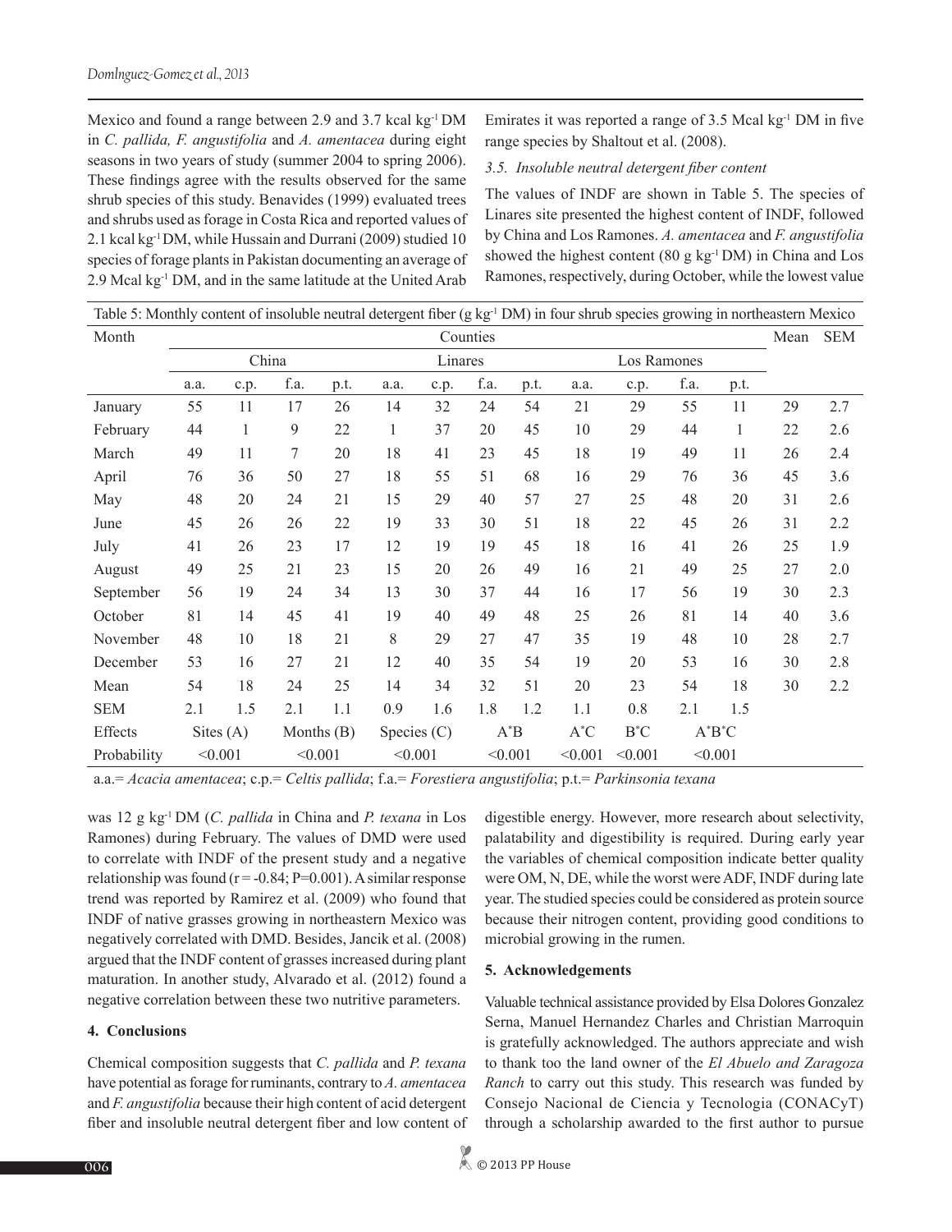Mexico and found a range between 2.9 and 3.7 kcal kg$^{-1}$ DM in *C. pallida, F. angustifolia* and *A. amentacea* during eight seasons in two years of study (summer 2004 to spring 2006). These findings agree with the results observed for the same shrub species of this study. Benavides (1999) evaluated trees and shrubs used as forage in Costa Rica and reported values of 2.1 kcal kg$^{-1}$ DM, while Hussain and Durrani (2009) studied 10 species of forage plants in Pakistan documenting an average of 2.9 Mcal kg$^{-1}$ DM, and in the same latitude at the United Arab Emirates it was reported a range of 3.5 Mcal kg$^{-1}$ DM in five range species by Shaltout et al. (2008).

### 3.5. Insoluble neutral detergent fiber content

The values of INDF are shown in Table 5. The species of Linares site presented the highest content of INDF, followed by China and Los Ramones. *A. amentacea* and *F. angustifolia* showed the highest content (80 g kg$^{-1}$ DM) in China and Los Ramones, respectively, during October, while the lowest value was 12 g kg$^{-1}$ DM (*C. pallida* in China and *P. texana* in Los Ramones) during February. The values of DMD were used to correlate with INDF of the present study and a negative relationship was found ($r = -0.84$; $P=0.001$). A similar response trend was reported by Ramirez et al. (2009) who found that INDF of native grasses growing in northeastern Mexico was negatively correlated with DMD. Besides, Jancik et al. (2008) argued that the INDF content of grasses increased during plant maturation. In another study, Alvarado et al. (2012) found a negative correlation between these two nutritive parameters.

Table 5: Monthly content of insoluble neutral detergent fiber (g kg$^{-1}$ DM) in four shrub species growing in northeastern Mexico

| Month | Counties | | | | | | | | | | | | Mean | SEM |
|---|---|---|---|---|---|---|---|---|---|---|---|---|---|---|
| | China | | | | Linares | | | | Los Ramones | | | | | |
| | a.a. | c.p. | f.a. | p.t. | a.a. | c.p. | f.a. | p.t. | a.a. | c.p. | f.a. | p.t. | | |
| January | 55 | 11 | 17 | 26 | 14 | 32 | 24 | 54 | 21 | 29 | 55 | 11 | 29 | 2.7 |
| February | 44 | 1 | 9 | 22 | 1 | 37 | 20 | 45 | 10 | 29 | 44 | 1 | 22 | 2.6 |
| March | 49 | 11 | 7 | 20 | 18 | 41 | 23 | 45 | 18 | 19 | 49 | 11 | 26 | 2.4 |
| April | 76 | 36 | 50 | 27 | 18 | 55 | 51 | 68 | 16 | 29 | 76 | 36 | 45 | 3.6 |
| May | 48 | 20 | 24 | 21 | 15 | 29 | 40 | 57 | 27 | 25 | 48 | 20 | 31 | 2.6 |
| June | 45 | 26 | 26 | 22 | 19 | 33 | 30 | 51 | 18 | 22 | 45 | 26 | 31 | 2.2 |
| July | 41 | 26 | 23 | 17 | 12 | 19 | 19 | 45 | 18 | 16 | 41 | 26 | 25 | 1.9 |
| August | 49 | 25 | 21 | 23 | 15 | 20 | 26 | 49 | 16 | 21 | 49 | 25 | 27 | 2.0 |
| September | 56 | 19 | 24 | 34 | 13 | 30 | 37 | 44 | 16 | 17 | 56 | 19 | 30 | 2.3 |
| October | 81 | 14 | 45 | 41 | 19 | 40 | 49 | 48 | 25 | 26 | 81 | 14 | 40 | 3.6 |
| November | 48 | 10 | 18 | 21 | 8 | 29 | 27 | 47 | 35 | 19 | 48 | 10 | 28 | 2.7 |
| December | 53 | 16 | 27 | 21 | 12 | 40 | 35 | 54 | 19 | 20 | 53 | 16 | 30 | 2.8 |
| Mean | 54 | 18 | 24 | 25 | 14 | 34 | 32 | 51 | 20 | 23 | 54 | 18 | 30 | 2.2 |
| SEM | 2.1 | 1.5 | 2.1 | 1.1 | 0.9 | 1.6 | 1.8 | 1.2 | 1.1 | 0.8 | 2.1 | 1.5 | | |
| Effects | Sites (A) | | Months (B) | | Species (C) | | A*B | | A*C | B*C | A*B*C | | | |
| Probability | <0.001 | | <0.001 | | <0.001 | | <0.001 | | <0.001 | <0.001 | <0.001 | | | |

a.a.= *Acacia amentacea*; c.p.= *Celtis pallida*; f.a.= *Forestiera angustifolia*; p.t.= *Parkinsonia texana*

## 4. Conclusions

Chemical composition suggests that *C. pallida* and *P. texana* have potential as forage for ruminants, contrary to *A. amentacea* and *F. angustifolia* because their high content of acid detergent fiber and insoluble neutral detergent fiber and low content of digestible energy. However, more research about selectivity, palatability and digestibility is required. During early year the variables of chemical composition indicate better quality were OM, N, DE, while the worst were ADF, INDF during late year. The studied species could be considered as protein source because their nitrogen content, providing good conditions to microbial growing in the rumen.

## 5. Acknowledgements

Valuable technical assistance provided by Elsa Dolores Gonzalez Serna, Manuel Hernandez Charles and Christian Marroquin is gratefully acknowledged. The authors appreciate and wish to thank too the land owner of the *El Abuelo and Zaragoza Ranch* to carry out this study. This research was funded by Consejo Nacional de Ciencia y Tecnologia (CONACyT) through a scholarship awarded to the first author to pursue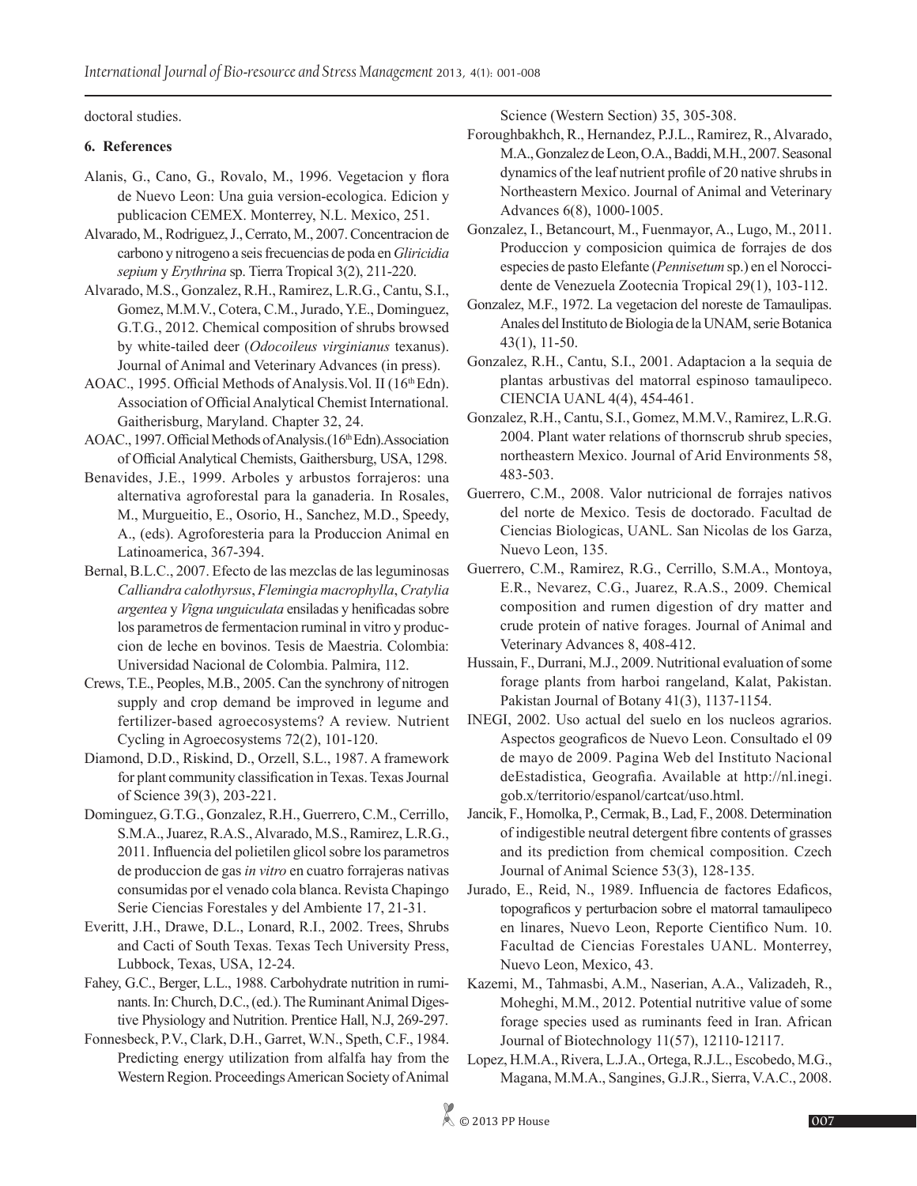doctoral studies.

### 6. References

Alanis, G., Cano, G., Rovalo, M., 1996. Vegetacion y flora de Nuevo Leon: Una guia version-ecologica. Edicion y publicacion CEMEX. Monterrey, N.L. Mexico, 251.

Alvarado, M., Rodriguez, J., Cerrato, M., 2007. Concentracion de carbono y nitrogeno a seis frecuencias de poda en *Gliricidia sepium* y *Erythrina* sp. Tierra Tropical 3(2), 211-220.

Alvarado, M.S., Gonzalez, R.H., Ramirez, L.R.G., Cantu, S.I., Gomez, M.M.V., Cotera, C.M., Jurado, Y.E., Dominguez, G.T.G., 2012. Chemical composition of shrubs browsed by white-tailed deer (*Odocoileus virginianus* texanus). Journal of Animal and Veterinary Advances (in press).

AOAC., 1995. Official Methods of Analysis.Vol. II (16th Edn). Association of Official Analytical Chemist International. Gaitherisburg, Maryland. Chapter 32, 24.

AOAC., 1997. Official Methods of Analysis.(16th Edn).Association of Official Analytical Chemists, Gaithersburg, USA, 1298.

Benavides, J.E., 1999. Arboles y arbustos forrajeros: una alternativa agroforestal para la ganaderia. In Rosales, M., Murgueitio, E., Osorio, H., Sanchez, M.D., Speedy, A., (eds). Agroforesteria para la Produccion Animal en Latinoamerica, 367-394.

Bernal, B.L.C., 2007. Efecto de las mezclas de las leguminosas *Calliandra calothyrsus*, *Flemingia macrophylla*, *Cratylia argentea* y *Vigna unguiculata* ensiladas y henificadas sobre los parametros de fermentacion ruminal in vitro y produccion de leche en bovinos. Tesis de Maestria. Colombia: Universidad Nacional de Colombia. Palmira, 112.

Crews, T.E., Peoples, M.B., 2005. Can the synchrony of nitrogen supply and crop demand be improved in legume and fertilizer-based agroecosystems? A review. Nutrient Cycling in Agroecosystems 72(2), 101-120.

Diamond, D.D., Riskind, D., Orzell, S.L., 1987. A framework for plant community classification in Texas. Texas Journal of Science 39(3), 203-221.

Dominguez, G.T.G., Gonzalez, R.H., Guerrero, C.M., Cerrillo, S.M.A., Juarez, R.A.S., Alvarado, M.S., Ramirez, L.R.G., 2011. Influencia del polietilen glicol sobre los parametros de produccion de gas *in vitro* en cuatro forrajeras nativas consumidas por el venado cola blanca. Revista Chapingo Serie Ciencias Forestales y del Ambiente 17, 21-31.

Everitt, J.H., Drawe, D.L., Lonard, R.I., 2002. Trees, Shrubs and Cacti of South Texas. Texas Tech University Press, Lubbock, Texas, USA, 12-24.

Fahey, G.C., Berger, L.L., 1988. Carbohydrate nutrition in ruminants. In: Church, D.C., (ed.). The Ruminant Animal Digestive Physiology and Nutrition. Prentice Hall, N.J, 269-297.

Fonnesbeck, P.V., Clark, D.H., Garret, W.N., Speth, C.F., 1984. Predicting energy utilization from alfalfa hay from the Western Region. Proceedings American Society of Animal Science (Western Section) 35, 305-308.

Foroughbakhch, R., Hernandez, P.J.L., Ramirez, R., Alvarado, M.A., Gonzalez de Leon, O.A., Baddi, M.H., 2007. Seasonal dynamics of the leaf nutrient profile of 20 native shrubs in Northeastern Mexico. Journal of Animal and Veterinary Advances 6(8), 1000-1005.

Gonzalez, I., Betancourt, M., Fuenmayor, A., Lugo, M., 2011. Produccion y composicion quimica de forrajes de dos especies de pasto Elefante (*Pennisetum* sp.) en el Noroccidente de Venezuela Zootecnia Tropical 29(1), 103-112.

Gonzalez, M.F., 1972. La vegetacion del noreste de Tamaulipas. Anales del Instituto de Biologia de la UNAM, serie Botanica 43(1), 11-50.

Gonzalez, R.H., Cantu, S.I., 2001. Adaptacion a la sequia de plantas arbustivas del matorral espinoso tamaulipeco. CIENCIA UANL 4(4), 454-461.

Gonzalez, R.H., Cantu, S.I., Gomez, M.M.V., Ramirez, L.R.G. 2004. Plant water relations of thornscrub shrub species, northeastern Mexico. Journal of Arid Environments 58, 483-503.

Guerrero, C.M., 2008. Valor nutricional de forrajes nativos del norte de Mexico. Tesis de doctorado. Facultad de Ciencias Biologicas, UANL. San Nicolas de los Garza, Nuevo Leon, 135.

Guerrero, C.M., Ramirez, R.G., Cerrillo, S.M.A., Montoya, E.R., Nevarez, C.G., Juarez, R.A.S., 2009. Chemical composition and rumen digestion of dry matter and crude protein of native forages. Journal of Animal and Veterinary Advances 8, 408-412.

Hussain, F., Durrani, M.J., 2009. Nutritional evaluation of some forage plants from harboi rangeland, Kalat, Pakistan. Pakistan Journal of Botany 41(3), 1137-1154.

INEGI, 2002. Uso actual del suelo en los nucleos agrarios. Aspectos geograficos de Nuevo Leon. Consultado el 09 de mayo de 2009. Pagina Web del Instituto Nacional deEstadistica, Geografia. Available at http://nl.inegi.gob.x/territorio/espanol/cartcat/uso.html.

Jancik, F., Homolka, P., Cermak, B., Lad, F., 2008. Determination of indigestible neutral detergent fibre contents of grasses and its prediction from chemical composition. Czech Journal of Animal Science 53(3), 128-135.

Jurado, E., Reid, N., 1989. Influencia de factores Edaficos, topograficos y perturbacion sobre el matorral tamaulipeco en linares, Nuevo Leon, Reporte Cientifico Num. 10. Facultad de Ciencias Forestales UANL. Monterrey, Nuevo Leon, Mexico, 43.

Kazemi, M., Tahmasbi, A.M., Naserian, A.A., Valizadeh, R., Moheghi, M.M., 2012. Potential nutritive value of some forage species used as ruminants feed in Iran. African Journal of Biotechnology 11(57), 12110-12117.

Lopez, H.M.A., Rivera, L.J.A., Ortega, R.J.L., Escobedo, M.G., Magana, M.M.A., Sangines, G.J.R., Sierra, V.A.C., 2008.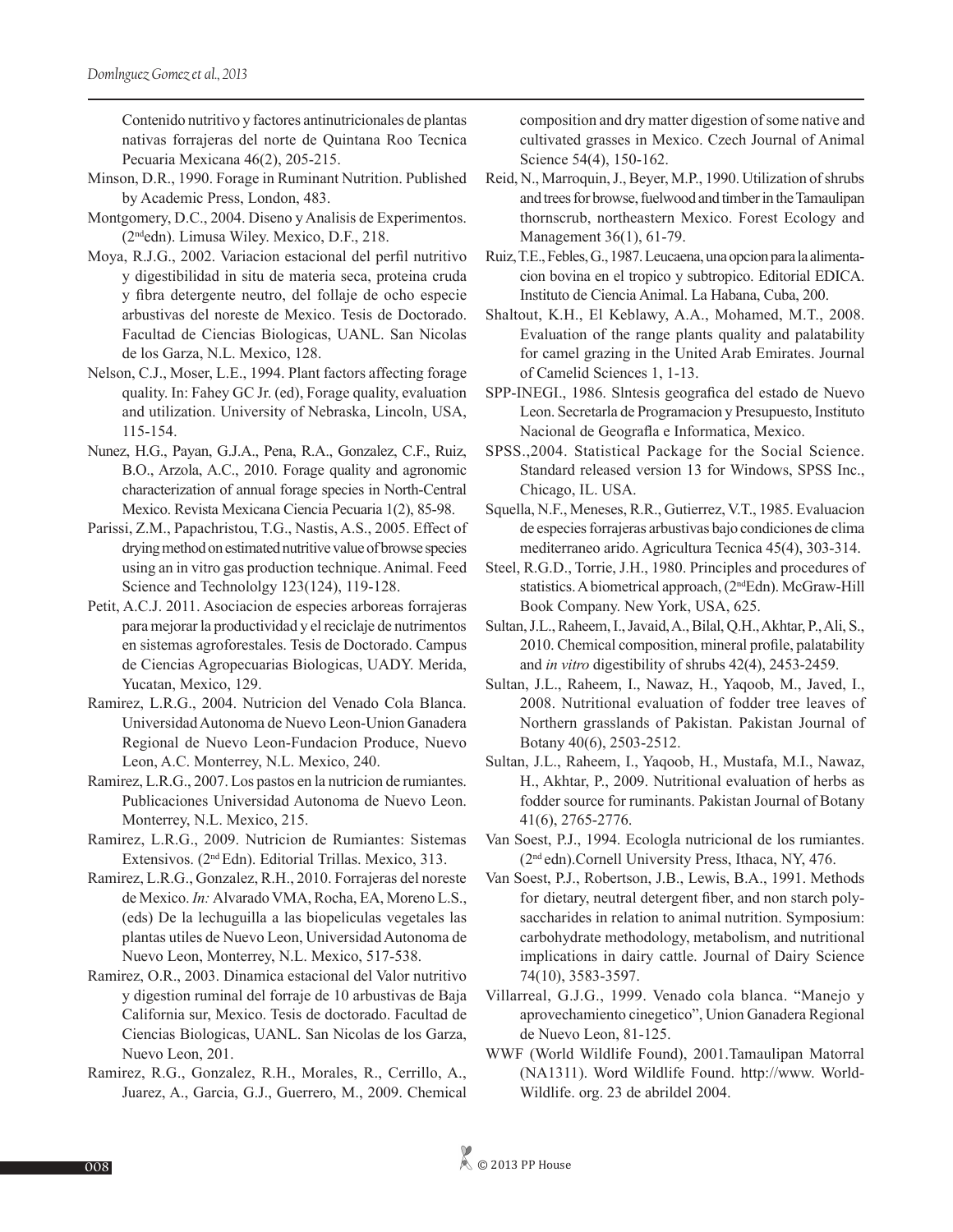Contenido nutritivo y factores antinutricionales de plantas nativas forrajeras del norte de Quintana Roo Tecnica Pecuaria Mexicana 46(2), 205-215.

Minson, D.R., 1990. Forage in Ruminant Nutrition. Published by Academic Press, London, 483.

Montgomery, D.C., 2004. Diseno y Analisis de Experimentos. (2nd edn). Limusa Wiley. Mexico, D.F., 218.

Moya, R.J.G., 2002. Variacion estacional del perfil nutritivo y digestibilidad in situ de materia seca, proteina cruda y fibra detergente neutro, del follaje de ocho especie arbustivas del noreste de Mexico. Tesis de Doctorado. Facultad de Ciencias Biologicas, UANL. San Nicolas de los Garza, N.L. Mexico, 128.

Nelson, C.J., Moser, L.E., 1994. Plant factors affecting forage quality. In: Fahey GC Jr. (ed), Forage quality, evaluation and utilization. University of Nebraska, Lincoln, USA, 115-154.

Nunez, H.G., Payan, G.J.A., Pena, R.A., Gonzalez, C.F., Ruiz, B.O., Arzola, A.C., 2010. Forage quality and agronomic characterization of annual forage species in North-Central Mexico. Revista Mexicana Ciencia Pecuaria 1(2), 85-98.

Parissi, Z.M., Papachristou, T.G., Nastis, A.S., 2005. Effect of drying method on estimated nutritive value of browse species using an in vitro gas production technique. Animal. Feed Science and Technololgy 123(124), 119-128.

Petit, A.C.J. 2011. Asociacion de especies arboreas forrajeras para mejorar la productividad y el reciclaje de nutrimentos en sistemas agroforestales. Tesis de Doctorado. Campus de Ciencias Agropecuarias Biologicas, UADY. Merida, Yucatan, Mexico, 129.

Ramirez, L.R.G., 2004. Nutricion del Venado Cola Blanca. Universidad Autonoma de Nuevo Leon-Union Ganadera Regional de Nuevo Leon-Fundacion Produce, Nuevo Leon, A.C. Monterrey, N.L. Mexico, 240.

Ramirez, L.R.G., 2007. Los pastos en la nutricion de rumiantes. Publicaciones Universidad Autonoma de Nuevo Leon. Monterrey, N.L. Mexico, 215.

Ramirez, L.R.G., 2009. Nutricion de Rumiantes: Sistemas Extensivos. (2nd Edn). Editorial Trillas. Mexico, 313.

Ramirez, L.R.G., Gonzalez, R.H., 2010. Forrajeras del noreste de Mexico. *In:* Alvarado VMA, Rocha, EA, Moreno L.S., (eds) De la lechuguilla a las biopeliculas vegetales las plantas utiles de Nuevo Leon, Universidad Autonoma de Nuevo Leon, Monterrey, N.L. Mexico, 517-538.

Ramirez, O.R., 2003. Dinamica estacional del Valor nutritivo y digestion ruminal del forraje de 10 arbustivas de Baja California sur, Mexico. Tesis de doctorado. Facultad de Ciencias Biologicas, UANL. San Nicolas de los Garza, Nuevo Leon, 201.

Ramirez, R.G., Gonzalez, R.H., Morales, R., Cerrillo, A., Juarez, A., Garcia, G.J., Guerrero, M., 2009. Chemical composition and dry matter digestion of some native and cultivated grasses in Mexico. Czech Journal of Animal Science 54(4), 150-162.

Reid, N., Marroquin, J., Beyer, M.P., 1990. Utilization of shrubs and trees for browse, fuelwood and timber in the Tamaulipan thornscrub, northeastern Mexico. Forest Ecology and Management 36(1), 61-79.

Ruiz, T.E., Febles, G., 1987. Leucaena, una opcion para la alimentacion bovina en el tropico y subtropico. Editorial EDICA. Instituto de Ciencia Animal. La Habana, Cuba, 200.

Shaltout, K.H., El Keblawy, A.A., Mohamed, M.T., 2008. Evaluation of the range plants quality and palatability for camel grazing in the United Arab Emirates. Journal of Camelid Sciences 1, 1-13.

SPP-INEGI., 1986. Slntesis geografica del estado de Nuevo Leon. Secretarla de Programacion y Presupuesto, Instituto Nacional de Geografla e Informatica, Mexico.

SPSS.,2004. Statistical Package for the Social Science. Standard released version 13 for Windows, SPSS Inc., Chicago, IL. USA.

Squella, N.F., Meneses, R.R., Gutierrez, V.T., 1985. Evaluacion de especies forrajeras arbustivas bajo condiciones de clima mediterraneo arido. Agricultura Tecnica 45(4), 303-314.

Steel, R.G.D., Torrie, J.H., 1980. Principles and procedures of statistics. A biometrical approach, (2nd Edn). McGraw-Hill Book Company. New York, USA, 625.

Sultan, J.L., Raheem, I., Javaid, A., Bilal, Q.H., Akhtar, P., Ali, S., 2010. Chemical composition, mineral profile, palatability and *in vitro* digestibility of shrubs 42(4), 2453-2459.

Sultan, J.L., Raheem, I., Nawaz, H., Yaqoob, M., Javed, I., 2008. Nutritional evaluation of fodder tree leaves of Northern grasslands of Pakistan. Pakistan Journal of Botany 40(6), 2503-2512.

Sultan, J.L., Raheem, I., Yaqoob, H., Mustafa, M.I., Nawaz, H., Akhtar, P., 2009. Nutritional evaluation of herbs as fodder source for ruminants. Pakistan Journal of Botany 41(6), 2765-2776.

Van Soest, P.J., 1994. Ecologla nutricional de los rumiantes. (2nd edn).Cornell University Press, Ithaca, NY, 476.

Van Soest, P.J., Robertson, J.B., Lewis, B.A., 1991. Methods for dietary, neutral detergent fiber, and non starch polysaccharides in relation to animal nutrition. Symposium: carbohydrate methodology, metabolism, and nutritional implications in dairy cattle. Journal of Dairy Science 74(10), 3583-3597.

Villarreal, G.J.G., 1999. Venado cola blanca. "Manejo y aprovechamiento cinegetico", Union Ganadera Regional de Nuevo Leon, 81-125.

WWF (World Wildlife Found), 2001.Tamaulipan Matorral (NA1311). Word Wildlife Found. http://www. World-Wildlife. org. 23 de abrildel 2004.